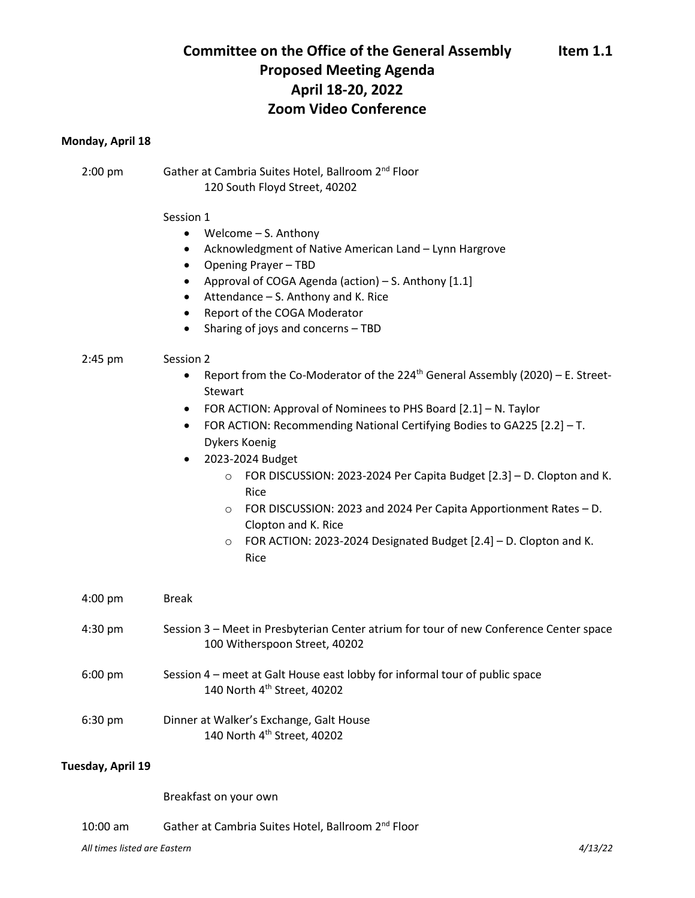# Committee on the Office of the General Assembly — Item 1.1

## Proposed Meeting Agenda
## April 18-20, 2022
## Zoom Video Conference

**Monday, April 18**

2:00 pm — Gather at Cambria Suites Hotel, Ballroom 2nd Floor
120 South Floyd Street, 40202

Session 1

- Welcome – S. Anthony
- Acknowledgment of Native American Land – Lynn Hargrove
- Opening Prayer – TBD
- Approval of COGA Agenda (action) – S. Anthony [1.1]
- Attendance – S. Anthony and K. Rice
- Report of the COGA Moderator
- Sharing of joys and concerns – TBD

2:45 pm — Session 2

- Report from the Co-Moderator of the 224th General Assembly (2020) – E. Street-Stewart
- FOR ACTION: Approval of Nominees to PHS Board [2.1] – N. Taylor
- FOR ACTION: Recommending National Certifying Bodies to GA225 [2.2] – T. Dykers Koenig
- 2023-2024 Budget
  - FOR DISCUSSION: 2023-2024 Per Capita Budget [2.3] – D. Clopton and K. Rice
  - FOR DISCUSSION: 2023 and 2024 Per Capita Apportionment Rates – D. Clopton and K. Rice
  - FOR ACTION: 2023-2024 Designated Budget [2.4] – D. Clopton and K. Rice

4:00 pm — Break

4:30 pm — Session 3 – Meet in Presbyterian Center atrium for tour of new Conference Center space
100 Witherspoon Street, 40202

6:00 pm — Session 4 – meet at Galt House east lobby for informal tour of public space
140 North 4th Street, 40202

6:30 pm — Dinner at Walker's Exchange, Galt House
140 North 4th Street, 40202

**Tuesday, April 19**

Breakfast on your own

10:00 am — Gather at Cambria Suites Hotel, Ballroom 2nd Floor

*All times listed are Eastern* — *4/13/22*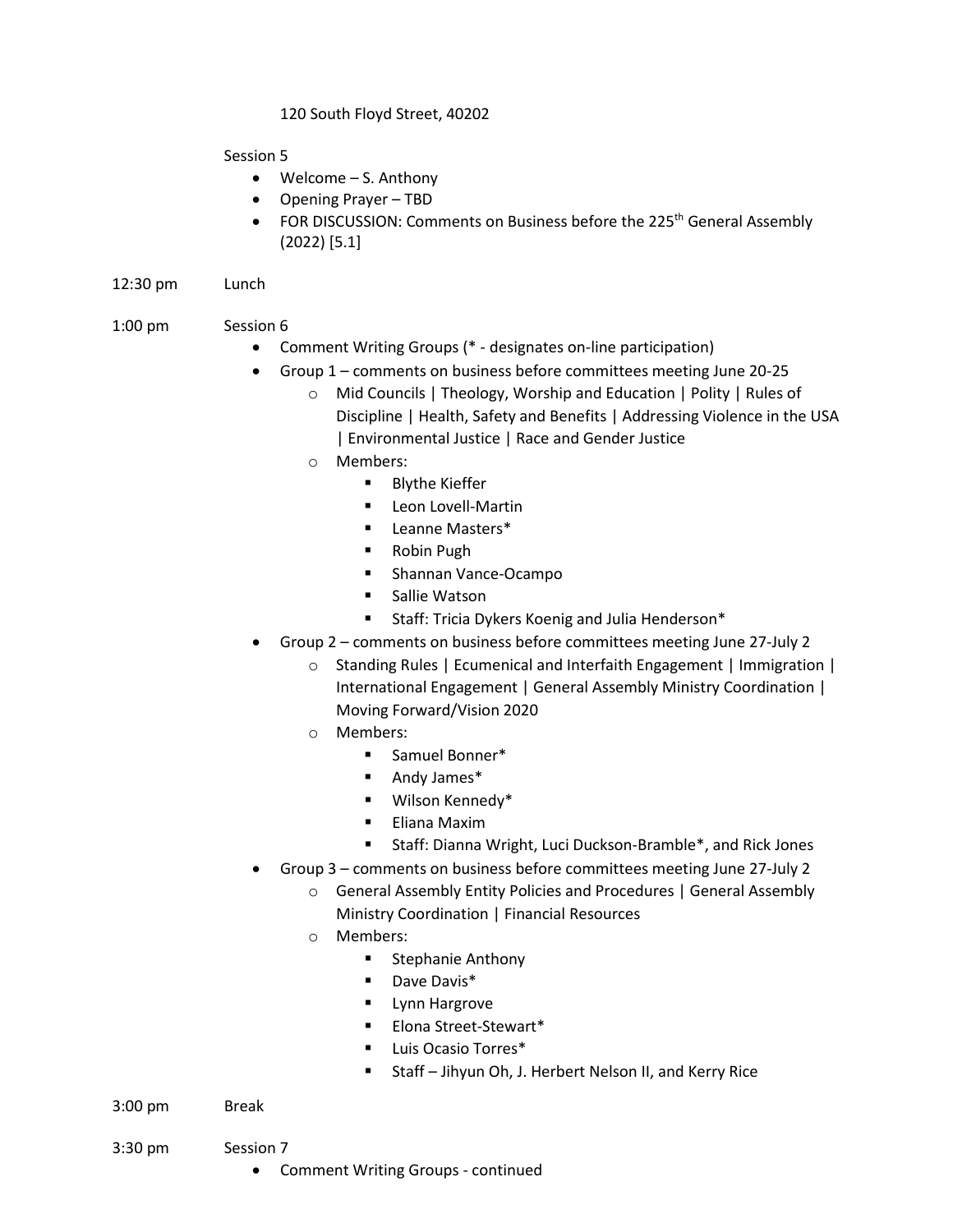120 South Floyd Street, 40202

Session 5

- Welcome – S. Anthony
- Opening Prayer – TBD
- FOR DISCUSSION: Comments on Business before the 225th General Assembly (2022) [5.1]

12:30 pm Lunch

1:00 pm Session 6

- Comment Writing Groups (* - designates on-line participation)
- Group 1 – comments on business before committees meeting June 20-25
    - Mid Councils | Theology, Worship and Education | Polity | Rules of Discipline | Health, Safety and Benefits | Addressing Violence in the USA | Environmental Justice | Race and Gender Justice
    - Members:
        - Blythe Kieffer
        - Leon Lovell-Martin
        - Leanne Masters*
        - Robin Pugh
        - Shannan Vance-Ocampo
        - Sallie Watson
        - Staff: Tricia Dykers Koenig and Julia Henderson*
- Group 2 – comments on business before committees meeting June 27-July 2
    - Standing Rules | Ecumenical and Interfaith Engagement | Immigration | International Engagement | General Assembly Ministry Coordination | Moving Forward/Vision 2020
    - Members:
        - Samuel Bonner*
        - Andy James*
        - Wilson Kennedy*
        - Eliana Maxim
        - Staff: Dianna Wright, Luci Duckson-Bramble*, and Rick Jones
- Group 3 – comments on business before committees meeting June 27-July 2
    - General Assembly Entity Policies and Procedures | General Assembly Ministry Coordination | Financial Resources
    - Members:
        - Stephanie Anthony
        - Dave Davis*
        - Lynn Hargrove
        - Elona Street-Stewart*
        - Luis Ocasio Torres*
        - Staff – Jihyun Oh, J. Herbert Nelson II, and Kerry Rice

3:00 pm Break

3:30 pm Session 7

- Comment Writing Groups - continued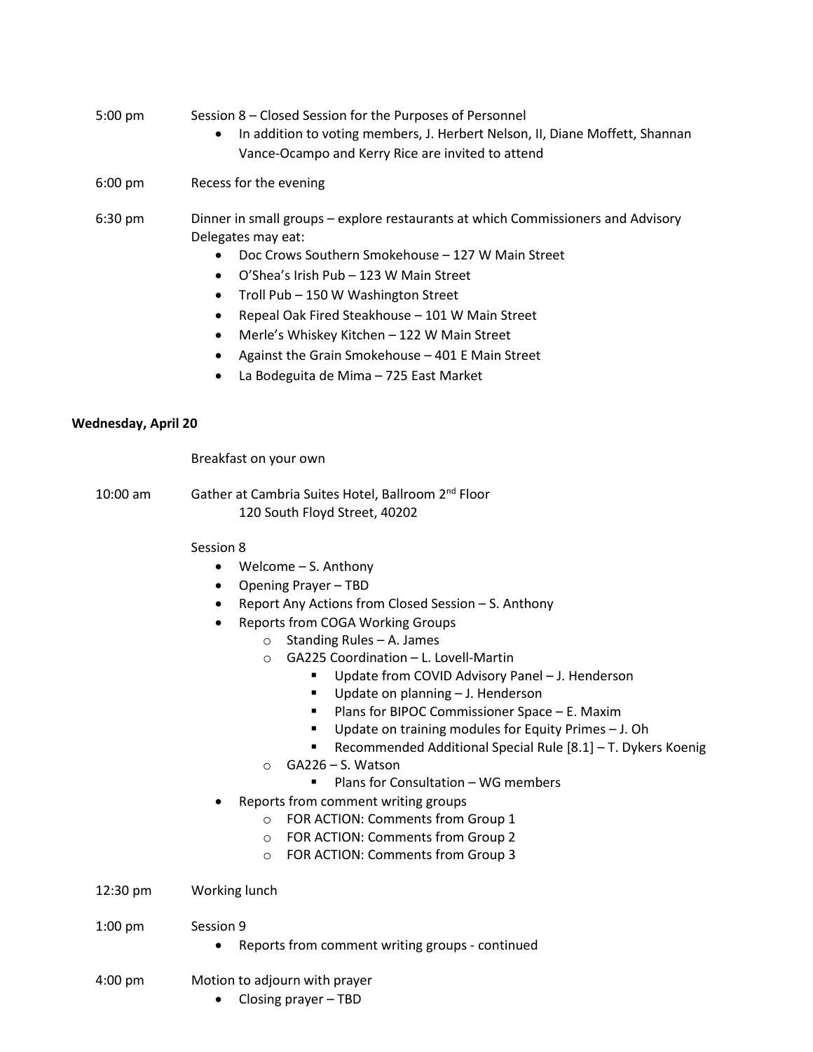5:00 pm Session 8 – Closed Session for the Purposes of Personnel

- In addition to voting members, J. Herbert Nelson, II, Diane Moffett, Shannan Vance-Ocampo and Kerry Rice are invited to attend

6:00 pm Recess for the evening

6:30 pm Dinner in small groups – explore restaurants at which Commissioners and Advisory Delegates may eat:

- Doc Crows Southern Smokehouse – 127 W Main Street
- O'Shea's Irish Pub – 123 W Main Street
- Troll Pub – 150 W Washington Street
- Repeal Oak Fired Steakhouse – 101 W Main Street
- Merle's Whiskey Kitchen – 122 W Main Street
- Against the Grain Smokehouse – 401 E Main Street
- La Bodeguita de Mima – 725 East Market

**Wednesday, April 20**

Breakfast on your own

10:00 am Gather at Cambria Suites Hotel, Ballroom 2nd Floor
120 South Floyd Street, 40202

Session 8

- Welcome – S. Anthony
- Opening Prayer – TBD
- Report Any Actions from Closed Session – S. Anthony
- Reports from COGA Working Groups
  - Standing Rules – A. James
  - GA225 Coordination – L. Lovell-Martin
    - Update from COVID Advisory Panel – J. Henderson
    - Update on planning – J. Henderson
    - Plans for BIPOC Commissioner Space – E. Maxim
    - Update on training modules for Equity Primes – J. Oh
    - Recommended Additional Special Rule [8.1] – T. Dykers Koenig
  - GA226 – S. Watson
    - Plans for Consultation – WG members
- Reports from comment writing groups
  - FOR ACTION: Comments from Group 1
  - FOR ACTION: Comments from Group 2
  - FOR ACTION: Comments from Group 3

12:30 pm Working lunch

1:00 pm Session 9

- Reports from comment writing groups - continued

4:00 pm Motion to adjourn with prayer

- Closing prayer – TBD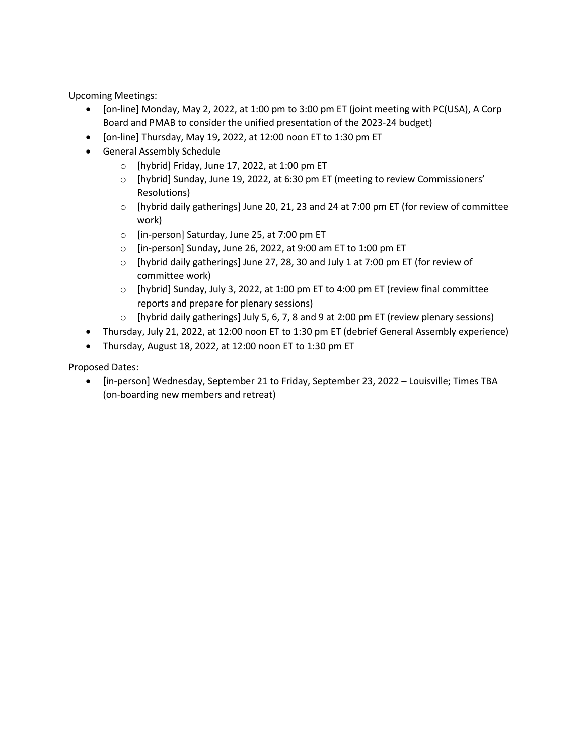Upcoming Meetings:

- [on-line] Monday, May 2, 2022, at 1:00 pm to 3:00 pm ET (joint meeting with PC(USA), A Corp Board and PMAB to consider the unified presentation of the 2023-24 budget)
- [on-line] Thursday, May 19, 2022, at 12:00 noon ET to 1:30 pm ET
- General Assembly Schedule
  - [hybrid] Friday, June 17, 2022, at 1:00 pm ET
  - [hybrid] Sunday, June 19, 2022, at 6:30 pm ET (meeting to review Commissioners' Resolutions)
  - [hybrid daily gatherings] June 20, 21, 23 and 24 at 7:00 pm ET (for review of committee work)
  - [in-person] Saturday, June 25, at 7:00 pm ET
  - [in-person] Sunday, June 26, 2022, at 9:00 am ET to 1:00 pm ET
  - [hybrid daily gatherings] June 27, 28, 30 and July 1 at 7:00 pm ET (for review of committee work)
  - [hybrid] Sunday, July 3, 2022, at 1:00 pm ET to 4:00 pm ET (review final committee reports and prepare for plenary sessions)
  - [hybrid daily gatherings] July 5, 6, 7, 8 and 9 at 2:00 pm ET (review plenary sessions)
- Thursday, July 21, 2022, at 12:00 noon ET to 1:30 pm ET (debrief General Assembly experience)
- Thursday, August 18, 2022, at 12:00 noon ET to 1:30 pm ET

Proposed Dates:

- [in-person] Wednesday, September 21 to Friday, September 23, 2022 – Louisville; Times TBA (on-boarding new members and retreat)